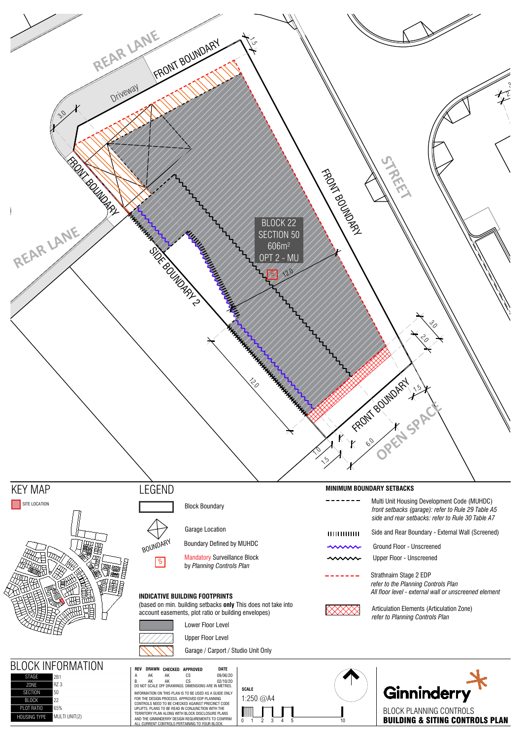REAR LANE

FRONT BOUNDARY

Driveway

3.0

1.5

FRONT BOUNDARY

STREET

FRONT BOUNDARY

REAR LANE

BLOCK 22
SECTION 50
606m²
OPT 2 - MU

S

12.0

SIDE BOUNDARY 2

3.0

2.0

12.0

1.5

FRONT BOUNDARY

1.0

1.5

6.0

OPEN SPACE

## KEY MAP

SITE LOCATION

## LEGEND

Block Boundary

Garage Location

BOUNDARY — Boundary Defined by MUHDC

S — Mandatory Surveillance Block by *Planning Controls Plan*

### INDICATIVE BUILDING FOOTPRINTS

(based on min. building setbacks **only** This does not take into account easements, plot ratio or building envelopes)

Lower Floor Level

Upper Floor Level

Garage / Carport / Studio Unit Only

### MINIMUM BOUNDARY SETBACKS

Multi Unit Housing Development Code (MUHDC)
*front setbacks (garage): refer to Rule 29 Table A5*
*side and rear setbacks: refer to Rule 30 Table A7*

Side and Rear Boundary - External Wall (Screened)

Ground Floor - Unscreened

Upper Floor - Unscreened

Strathnairn Stage 2 EDP
*refer to the Planning Controls Plan*
*All floor level - external wall or unscreened element*

Articulation Elements (Articulation Zone)
*refer to Planning Controls Plan*

## BLOCK INFORMATION

| | |
|---|---|
| STAGE | 2B1 |
| ZONE | RZ 3 |
| SECTION | 50 |
| BLOCK | 22 |
| PLOT RATIO | 65% |
| HOUSING TYPE | MULTI UNIT(2) |

| REV | DRAWN | CHECKED | APPROVED | DATE |
|---|---|---|---|---|
| A | AK | AK | CS | 09/06/20 |
| B | AK | AK | CS | 02/10/20 |

DO NOT SCALE OFF DRAWINGS. DIMENSIONS ARE IN METRES.

INFORMATION ON THIS PLAN IS TO BE USED AS A GUIDE ONLY FOR THE DESIGN PROCESS. APPROVED EDP PLANNING CONTROLS NEED TO BE CHECKED AGAINST PRECINCT CODE UPLIFTS. PLANS TO BE READ IN CONJUNCTION WITH THE TERRITORY PLAN ALONG WITH BLOCK DISCLOSURE PLANS AND THE GINNINDERRY DESIGN REQUIREMENTS TO CONFIRM ALL CURRENT CONTROLS PERTAINING TO YOUR BLOCK.

**SCALE**

1:250 @A4

0 1 2 3 4 5 10

Ginninderry

BLOCK PLANNING CONTROLS

**BUILDING & SITING CONTROLS PLAN**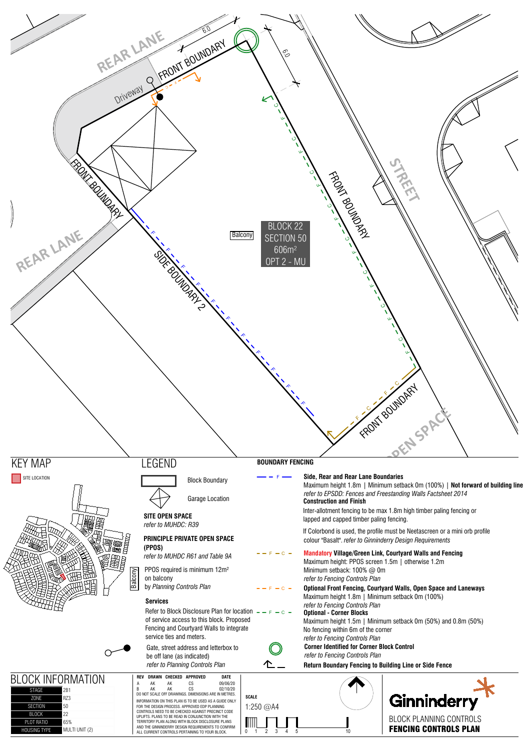REAR LANE

6.0

FRONT BOUNDARY

Driveway

6.0

FRONT BOUNDARY

REAR LANE

SIDE BOUNDARY 2

Balcony

BLOCK 22
SECTION 50
606m²
OPT 2 - MU

FRONT BOUNDARY

STREET

FRONT BOUNDARY

OPEN SPACE

## KEY MAP

SITE LOCATION

## LEGEND

Block Boundary

Garage Location

**SITE OPEN SPACE**
*refer to MUHDC: R39*

**PRINCIPLE PRIVATE OPEN SPACE (PPOS)**
*refer to MUHDC R61 and Table 9A*

Balcony — PPOS required is minimum 12m² on balcony by *Planning Controls Plan*

**Services**

Refer to Block Disclosure Plan for location of service access to this block. Proposed Fencing and Courtyard Walls to integrate service ties and meters.

Gate, street address and letterbox to be off lane (as indicated) *refer to Planning Controls Plan*

## BOUNDARY FENCING

**Side, Rear and Rear Lane Boundaries**
Maximum height 1.8m | Minimum setback 0m (100%) | **Not forward of building line**
*refer to EPSDD: Fences and Freestanding Walls Factsheet 2014*

**Construction and Finish**
Inter-allotment fencing to be max 1.8m high timber paling fencing or lapped and capped timber paling fencing.

If Colorbond is used, the profile must be Neetascreen or a mini orb profile colour "Basalt". *refer to Ginninderry Design Requirements*

**Mandatory Village/Green Link, Courtyard Walls and Fencing**
Maximum height: PPOS screen 1.5m | otherwise 1.2m
Minimum setback: 100% @ 0m
*refer to Fencing Controls Plan*

**Optional Front Fencing, Courtyard Walls, Open Space and Laneways**
Maximum height 1.8m | Minimum setback 0m (100%)
*refer to Fencing Controls Plan*

**Optional - Corner Blocks**
Maximum height 1.5m | Minimum setback 0m (50%) and 0.8m (50%)
No fencing within 6m of the corner
*refer to Fencing Controls Plan*

**Corner Identified for Corner Block Control**
*refer to Fencing Controls Plan*

**Return Boundary Fencing to Building Line or Side Fence**

## BLOCK INFORMATION

| | |
|---|---|
| STAGE | 2B1 |
| ZONE | RZ3 |
| SECTION | 50 |
| BLOCK | 22 |
| PLOT RATIO | 65% |
| HOUSING TYPE | MULTI UNIT (2) |

| REV | DRAWN | CHECKED | APPROVED | DATE |
|---|---|---|---|---|
| A | AK | AK | CS | 09/06/20 |
| B | AK | AK | CS | 02/10/20 |

DO NOT SCALE OFF DRAWINGS. ALL DIMENSIONS ARE IN METRES.

INFORMATION ON THIS PLAN IS TO BE USED AS A GUIDE ONLY FOR THE DESIGN PROCESS. APPROVED EDP PLANNING CONTROLS NEED TO BE CHECKED AGAINST PRECINCT CODE UPLIFTS. PLANS TO BE READ IN CONJUNCTION WITH THE TERRITORY PLAN ALONG WITH BLOCK DISCLOSURE PLANS AND THE GINNINDERRY DESIGN REQUIREMENTS TO CONFIRM ALL CURRENT CONTROLS PERTAINING TO YOUR BLOCK.

**SCALE**
1:250 @A4

0 1 2 3 4 5 10

Ginninderry

BLOCK PLANNING CONTROLS
**FENCING CONTROLS PLAN**